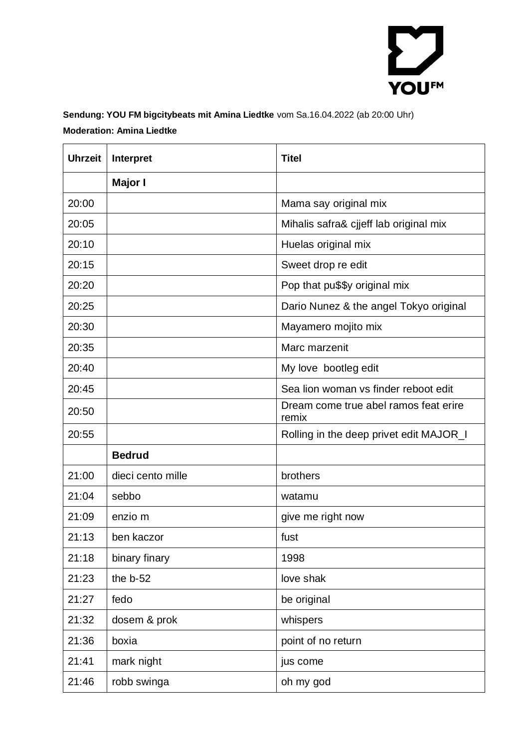YOU FM

**Sendung: YOU FM bigcitybeats mit Amina Liedtke** vom Sa.16.04.2022 (ab 20:00 Uhr)

**Moderation: Amina Liedtke**

| Uhrzeit | Interpret | Titel |
|---|---|---|
| | **Major I** | |
| 20:00 | | Mama say original mix |
| 20:05 | | Mihalis safra& cjjeff lab original mix |
| 20:10 | | Huelas original mix |
| 20:15 | | Sweet drop re edit |
| 20:20 | | Pop that pu$$y original mix |
| 20:25 | | Dario Nunez & the angel Tokyo original |
| 20:30 | | Mayamero mojito mix |
| 20:35 | | Marc marzenit |
| 20:40 | | My love bootleg edit |
| 20:45 | | Sea lion woman vs finder reboot edit |
| 20:50 | | Dream come true abel ramos feat erire remix |
| 20:55 | | Rolling in the deep privet edit MAJOR_I |
| | **Bedrud** | |
| 21:00 | dieci cento mille | brothers |
| 21:04 | sebbo | watamu |
| 21:09 | enzio m | give me right now |
| 21:13 | ben kaczor | fust |
| 21:18 | binary finary | 1998 |
| 21:23 | the b-52 | love shak |
| 21:27 | fedo | be original |
| 21:32 | dosem & prok | whispers |
| 21:36 | boxia | point of no return |
| 21:41 | mark night | jus come |
| 21:46 | robb swinga | oh my god |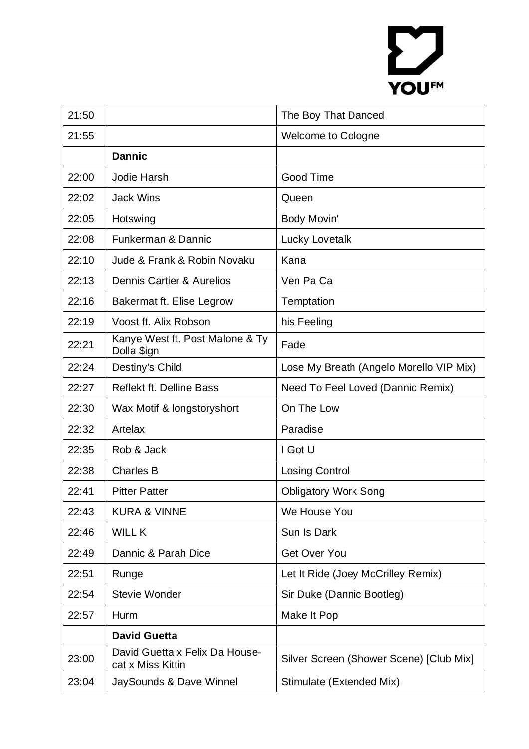| | | |
|---|---|---|
| 21:50 | | The Boy That Danced |
| 21:55 | | Welcome to Cologne |
| | **Dannic** | |
| 22:00 | Jodie Harsh | Good Time |
| 22:02 | Jack Wins | Queen |
| 22:05 | Hotswing | Body Movin' |
| 22:08 | Funkerman & Dannic | Lucky Lovetalk |
| 22:10 | Jude & Frank & Robin Novaku | Kana |
| 22:13 | Dennis Cartier & Aurelios | Ven Pa Ca |
| 22:16 | Bakermat ft. Elise Legrow | Temptation |
| 22:19 | Voost ft. Alix Robson | his Feeling |
| 22:21 | Kanye West ft. Post Malone & Ty Dolla $ign | Fade |
| 22:24 | Destiny's Child | Lose My Breath (Angelo Morello VIP Mix) |
| 22:27 | Reflekt ft. Delline Bass | Need To Feel Loved (Dannic Remix) |
| 22:30 | Wax Motif & longstoryshort | On The Low |
| 22:32 | Artelax | Paradise |
| 22:35 | Rob & Jack | I Got U |
| 22:38 | Charles B | Losing Control |
| 22:41 | Pitter Patter | Obligatory Work Song |
| 22:43 | KURA & VINNE | We House You |
| 22:46 | WILL K | Sun Is Dark |
| 22:49 | Dannic & Parah Dice | Get Over You |
| 22:51 | Runge | Let It Ride (Joey McCrilley Remix) |
| 22:54 | Stevie Wonder | Sir Duke (Dannic Bootleg) |
| 22:57 | Hurm | Make It Pop |
| | **David Guetta** | |
| 23:00 | David Guetta x Felix Da Housecat x Miss Kittin | Silver Screen (Shower Scene) [Club Mix] |
| 23:04 | JaySounds & Dave Winnel | Stimulate (Extended Mix) |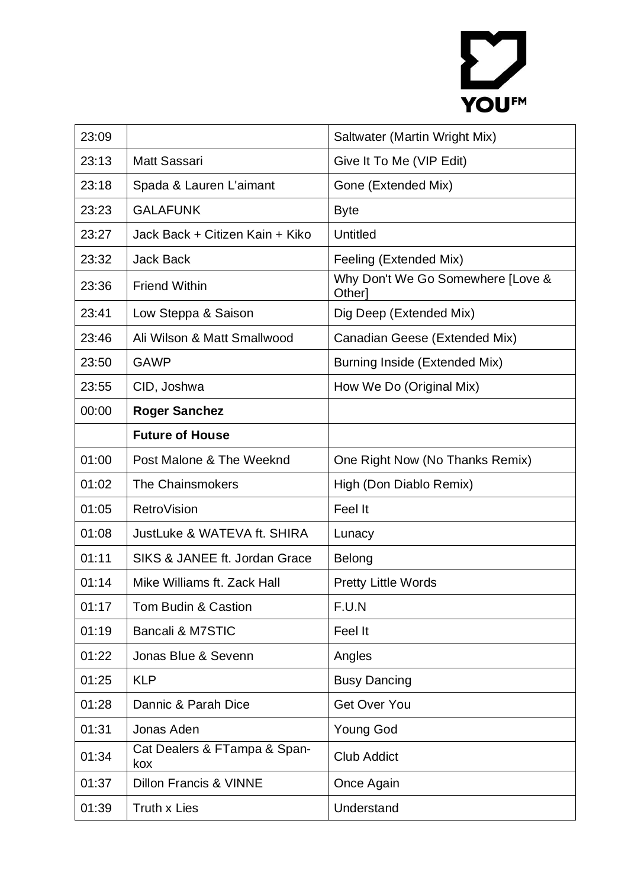| 23:09 | | Saltwater (Martin Wright Mix) |
|---|---|---|
| 23:13 | Matt Sassari | Give It To Me (VIP Edit) |
| 23:18 | Spada & Lauren L'aimant | Gone (Extended Mix) |
| 23:23 | GALAFUNK | Byte |
| 23:27 | Jack Back + Citizen Kain + Kiko | Untitled |
| 23:32 | Jack Back | Feeling (Extended Mix) |
| 23:36 | Friend Within | Why Don't We Go Somewhere [Love & Other] |
| 23:41 | Low Steppa & Saison | Dig Deep (Extended Mix) |
| 23:46 | Ali Wilson & Matt Smallwood | Canadian Geese (Extended Mix) |
| 23:50 | GAWP | Burning Inside (Extended Mix) |
| 23:55 | CID, Joshwa | How We Do (Original Mix) |
| 00:00 | **Roger Sanchez** | |
| | **Future of House** | |
| 01:00 | Post Malone & The Weeknd | One Right Now (No Thanks Remix) |
| 01:02 | The Chainsmokers | High (Don Diablo Remix) |
| 01:05 | RetroVision | Feel It |
| 01:08 | JustLuke & WATEVA ft. SHIRA | Lunacy |
| 01:11 | SIKS & JANEE ft. Jordan Grace | Belong |
| 01:14 | Mike Williams ft. Zack Hall | Pretty Little Words |
| 01:17 | Tom Budin & Castion | F.U.N |
| 01:19 | Bancali & M7STIC | Feel It |
| 01:22 | Jonas Blue & Sevenn | Angles |
| 01:25 | KLP | Busy Dancing |
| 01:28 | Dannic & Parah Dice | Get Over You |
| 01:31 | Jonas Aden | Young God |
| 01:34 | Cat Dealers & FTampa & Span-kox | Club Addict |
| 01:37 | Dillon Francis & VINNE | Once Again |
| 01:39 | Truth x Lies | Understand |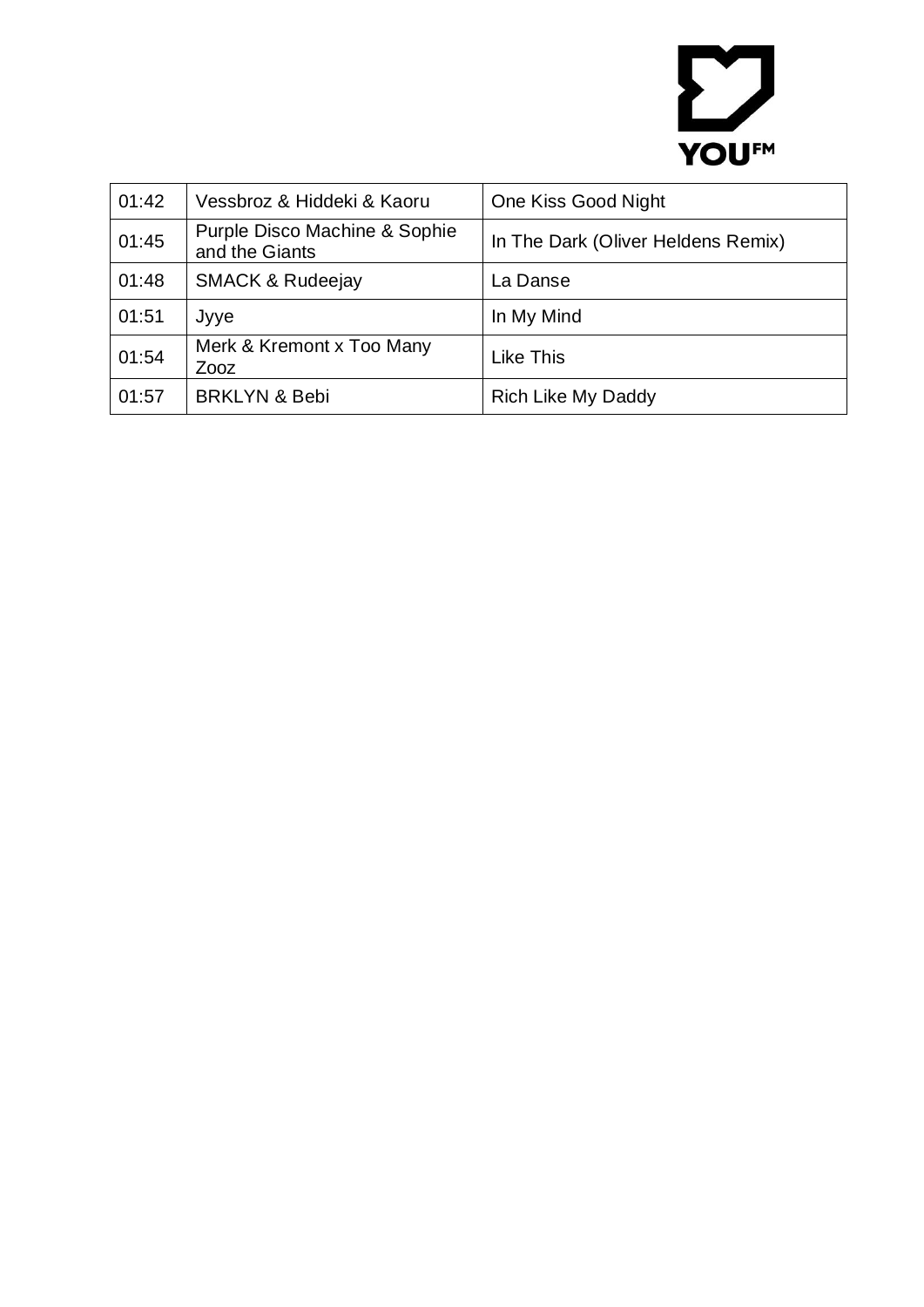| | | |
|---|---|---|
| 01:42 | Vessbroz & Hiddeki & Kaoru | One Kiss Good Night |
| 01:45 | Purple Disco Machine & Sophie and the Giants | In The Dark (Oliver Heldens Remix) |
| 01:48 | SMACK & Rudeejay | La Danse |
| 01:51 | Jyye | In My Mind |
| 01:54 | Merk & Kremont x Too Many Zooz | Like This |
| 01:57 | BRKLYN & Bebi | Rich Like My Daddy |